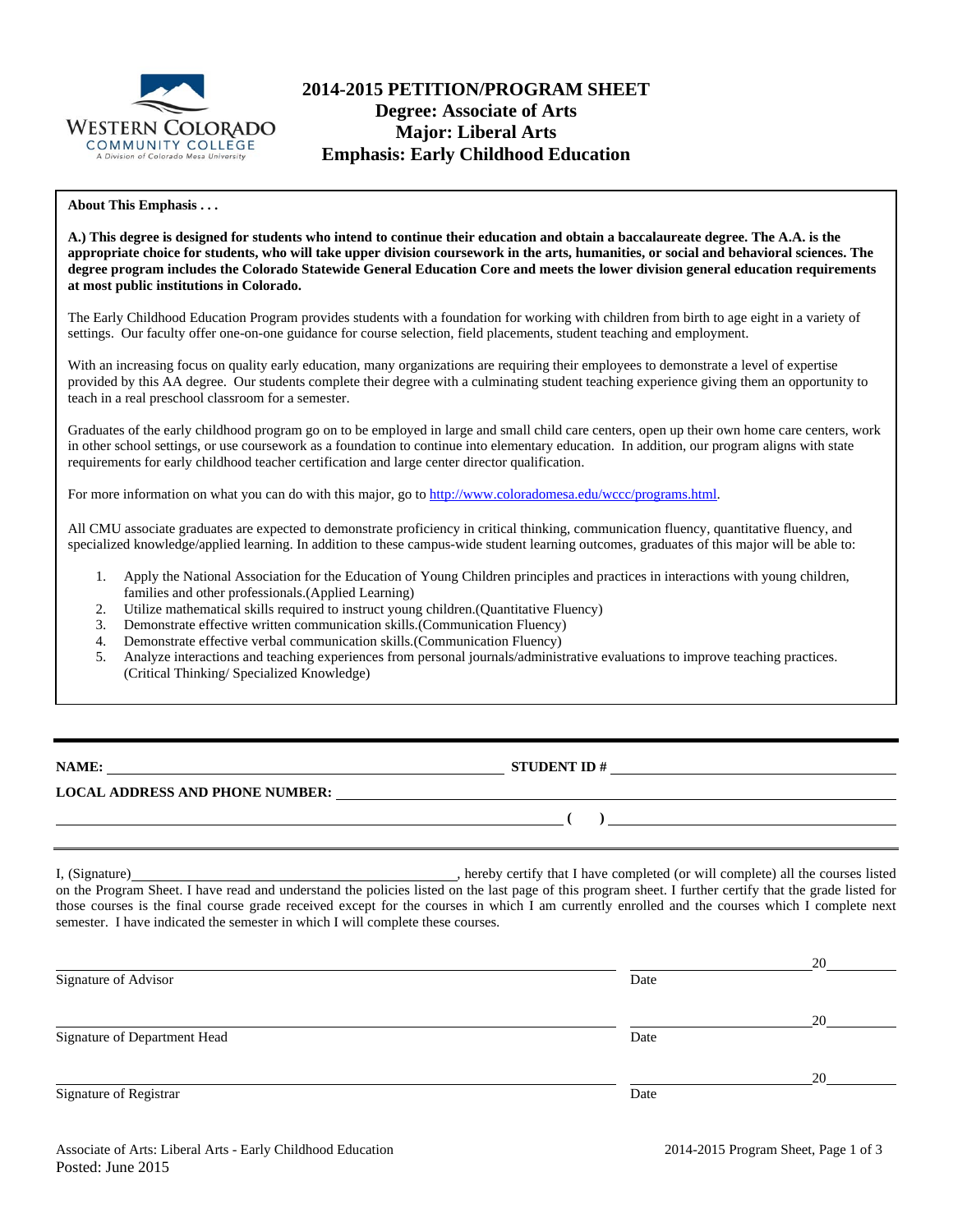# 2014-2015 PETITION/PROGRAM SHEET

## Degree: Associate of Arts
## Major: Liberal Arts
## Emphasis: Early Childhood Education

**About This Emphasis . . .**

**A.) This degree is designed for students who intend to continue their education and obtain a baccalaureate degree. The A.A. is the appropriate choice for students, who will take upper division coursework in the arts, humanities, or social and behavioral sciences. The degree program includes the Colorado Statewide General Education Core and meets the lower division general education requirements at most public institutions in Colorado.**

The Early Childhood Education Program provides students with a foundation for working with children from birth to age eight in a variety of settings. Our faculty offer one-on-one guidance for course selection, field placements, student teaching and employment.

With an increasing focus on quality early education, many organizations are requiring their employees to demonstrate a level of expertise provided by this AA degree. Our students complete their degree with a culminating student teaching experience giving them an opportunity to teach in a real preschool classroom for a semester.

Graduates of the early childhood program go on to be employed in large and small child care centers, open up their own home care centers, work in other school settings, or use coursework as a foundation to continue into elementary education. In addition, our program aligns with state requirements for early childhood teacher certification and large center director qualification.

For more information on what you can do with this major, go to http://www.coloradomesa.edu/wccc/programs.html.

All CMU associate graduates are expected to demonstrate proficiency in critical thinking, communication fluency, quantitative fluency, and specialized knowledge/applied learning. In addition to these campus-wide student learning outcomes, graduates of this major will be able to:

1. Apply the National Association for the Education of Young Children principles and practices in interactions with young children, families and other professionals.(Applied Learning)
2. Utilize mathematical skills required to instruct young children.(Quantitative Fluency)
3. Demonstrate effective written communication skills.(Communication Fluency)
4. Demonstrate effective verbal communication skills.(Communication Fluency)
5. Analyze interactions and teaching experiences from personal journals/administrative evaluations to improve teaching practices. (Critical Thinking/ Specialized Knowledge)

---

**NAME:** ______________________________ **STUDENT ID #** ______________________________

**LOCAL ADDRESS AND PHONE NUMBER:** ______________________________

______________________________ **( )** ______________________________

---

I, (Signature)______________________________, hereby certify that I have completed (or will complete) all the courses listed on the Program Sheet. I have read and understand the policies listed on the last page of this program sheet. I further certify that the grade listed for those courses is the final course grade received except for the courses in which I am currently enrolled and the courses which I complete next semester. I have indicated the semester in which I will complete these courses.

______________________________ ____________20______
Signature of Advisor Date

______________________________ ____________20______
Signature of Department Head Date

______________________________ ____________20______
Signature of Registrar Date

Associate of Arts: Liberal Arts - Early Childhood Education
Posted: June 2015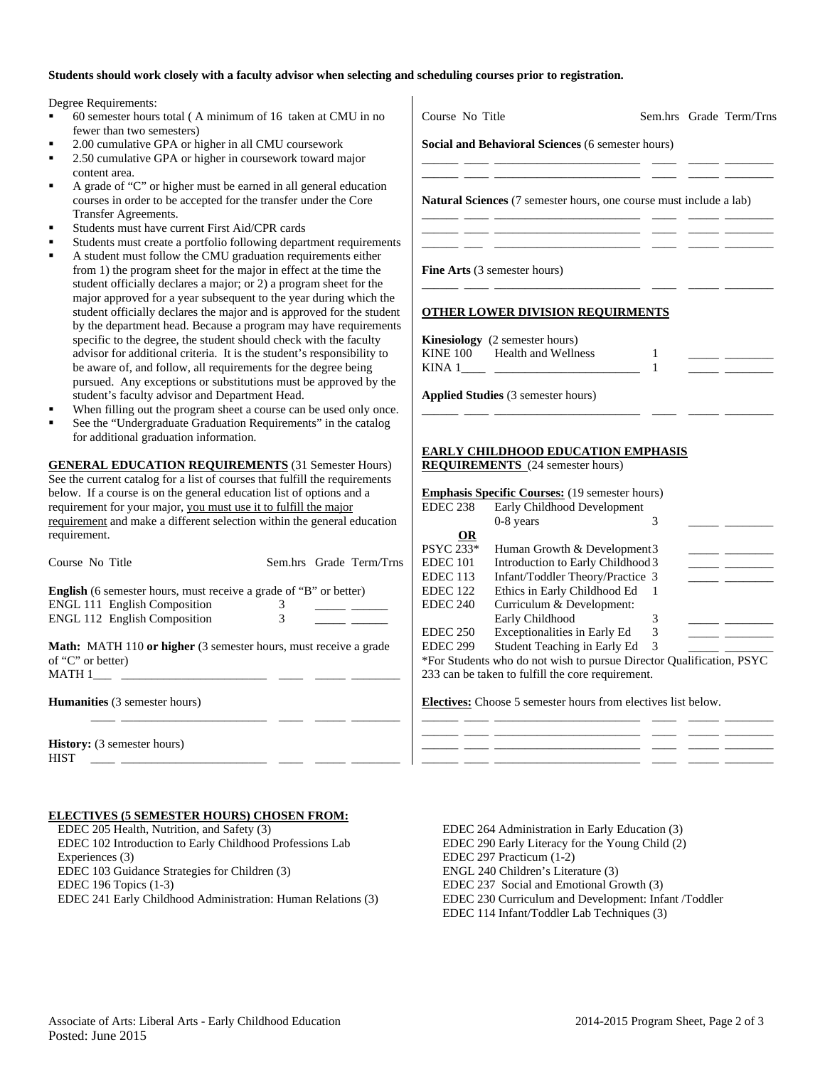**Students should work closely with a faculty advisor when selecting and scheduling courses prior to registration.**

Degree Requirements:

- 60 semester hours total ( A minimum of 16 taken at CMU in no fewer than two semesters)
- 2.00 cumulative GPA or higher in all CMU coursework
- 2.50 cumulative GPA or higher in coursework toward major content area.
- A grade of "C" or higher must be earned in all general education courses in order to be accepted for the transfer under the Core Transfer Agreements.
- Students must have current First Aid/CPR cards
- Students must create a portfolio following department requirements
- A student must follow the CMU graduation requirements either from 1) the program sheet for the major in effect at the time the student officially declares a major; or 2) a program sheet for the major approved for a year subsequent to the year during which the student officially declares the major and is approved for the student by the department head. Because a program may have requirements specific to the degree, the student should check with the faculty advisor for additional criteria. It is the student's responsibility to be aware of, and follow, all requirements for the degree being pursued. Any exceptions or substitutions must be approved by the student's faculty advisor and Department Head.
- When filling out the program sheet a course can be used only once.
- See the "Undergraduate Graduation Requirements" in the catalog for additional graduation information.

**GENERAL EDUCATION REQUIREMENTS** (31 Semester Hours) See the current catalog for a list of courses that fulfill the requirements below. If a course is on the general education list of options and a requirement for your major, you must use it to fulfill the major requirement and make a different selection within the general education requirement.

| Course No | Title | Sem.hrs | Grade | Term/Trns |
|---|---|---|---|---|
| **English** (6 semester hours, must receive a grade of "B" or better) | | | | |
| ENGL 111 | English Composition | 3 | _____ | ______ |
| ENGL 112 | English Composition | 3 | _____ | ______ |
| **Math:** MATH 110 **or higher** (3 semester hours, must receive a grade of "C" or better) | | | | |
| MATH 1___ | ________________________ | ____ | _____ | ________ |
| **Humanities** (3 semester hours) | | | | |
| ____ | ________________________ | ____ | _____ | ________ |
| **History:** (3 semester hours) | | | | |
| HIST ____ | ________________________ | ____ | _____ | ________ |

| Course No | Title | Sem.hrs | Grade | Term/Trns |
|---|---|---|---|---|
| **Social and Behavioral Sciences** (6 semester hours) | | | | |
| ______ ____ | ________________________ | ____ | _____ | ________ |
| ______ ____ | ________________________ | ____ | _____ | ________ |
| **Natural Sciences** (7 semester hours, one course must include a lab) | | | | |
| ______ ____ | ________________________ | ____ | _____ | ________ |
| ______ ____ | ________________________ | ____ | _____ | ________ |
| ______ ___ | ________________________ | ____ | _____ | ________ |
| **Fine Arts** (3 semester hours) | | | | |
| ______ ____ | ________________________ | ____ | _____ | ________ |

**OTHER LOWER DIVISION REQUIRMENTS**

| Course No | Title | Sem.hrs | Grade | Term/Trns |
|---|---|---|---|---|
| **Kinesiology** (2 semester hours) | | | | |
| KINE 100 | Health and Wellness | 1 | _____ | ________ |
| KINA 1____ | ________________________ | 1 | _____ | ________ |
| **Applied Studies** (3 semester hours) | | | | |
| ______ ____ | ________________________ | ____ | _____ | ________ |

**EARLY CHILDHOOD EDUCATION EMPHASIS REQUIREMENTS** (24 semester hours)

**Emphasis Specific Courses:** (19 semester hours)

| Course No | Title | Sem.hrs | Grade | Term/Trns |
|---|---|---|---|---|
| EDEC 238 | Early Childhood Development 0-8 years | 3 | _____ | ________ |
| **OR** | | | | |
| PSYC 233* | Human Growth & Development | 3 | _____ | ________ |
| EDEC 101 | Introduction to Early Childhood | 3 | _____ | ________ |
| EDEC 113 | Infant/Toddler Theory/Practice | 3 | _____ | ________ |
| EDEC 122 | Ethics in Early Childhood Ed | 1 | | |
| EDEC 240 | Curriculum & Development: Early Childhood | 3 | _____ | ________ |
| EDEC 250 | Exceptionalities in Early Ed | 3 | _____ | ________ |
| EDEC 299 | Student Teaching in Early Ed | 3 | _____ | ________ |

*For Students who do not wish to pursue Director Qualification, PSYC 233 can be taken to fulfill the core requirement.

**Electives:** Choose 5 semester hours from electives list below.

| Course No | Title | Sem.hrs | Grade | Term/Trns |
|---|---|---|---|---|
| ______ ____ | ________________________ | ____ | _____ | ________ |
| ______ ____ | ________________________ | ____ | _____ | ________ |
| ______ ____ | ________________________ | ____ | _____ | ________ |
| ______ ____ | ________________________ | ____ | _____ | ________ |

**ELECTIVES (5 SEMESTER HOURS) CHOSEN FROM:**

- EDEC 205 Health, Nutrition, and Safety (3)
- EDEC 102 Introduction to Early Childhood Professions Lab Experiences (3)
- EDEC 103 Guidance Strategies for Children (3)
- EDEC 196 Topics (1-3)
- EDEC 241 Early Childhood Administration: Human Relations (3)
- EDEC 264 Administration in Early Education (3)
- EDEC 290 Early Literacy for the Young Child (2)
- EDEC 297 Practicum (1-2)
- ENGL 240 Children's Literature (3)
- EDEC 237 Social and Emotional Growth (3)
- EDEC 230 Curriculum and Development: Infant /Toddler
- EDEC 114 Infant/Toddler Lab Techniques (3)

Associate of Arts: Liberal Arts - Early Childhood Education
Posted: June 2015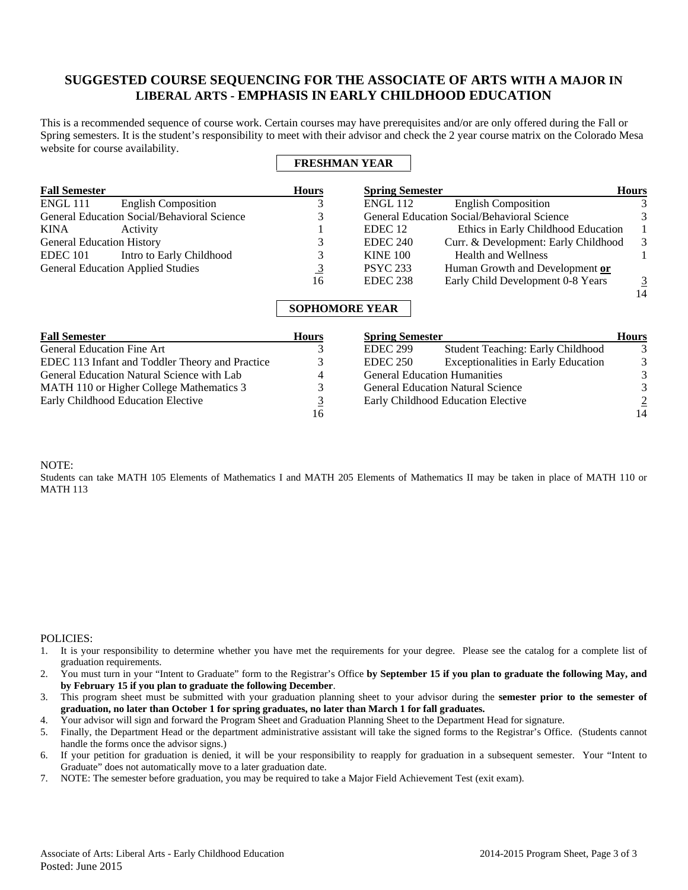## SUGGESTED COURSE SEQUENCING FOR THE ASSOCIATE OF ARTS WITH A MAJOR IN LIBERAL ARTS - EMPHASIS IN EARLY CHILDHOOD EDUCATION

This is a recommended sequence of course work. Certain courses may have prerequisites and/or are only offered during the Fall or Spring semesters. It is the student's responsibility to meet with their advisor and check the 2 year course matrix on the Colorado Mesa website for course availability.

### FRESHMAN YEAR

| Fall Semester | | Hours | Spring Semester | | Hours |
|---|---|---|---|---|---|
| ENGL 111 | English Composition | 3 | ENGL 112 | English Composition | 3 |
| General Education Social/Behavioral Science | | 3 | General Education Social/Behavioral Science | | 3 |
| KINA | Activity | 1 | EDEC 12 | Ethics in Early Childhood Education | 1 |
| General Education History | | 3 | EDEC 240 | Curr. & Development: Early Childhood | 3 |
| EDEC 101 | Intro to Early Childhood | 3 | KINE 100 | Health and Wellness | 1 |
| General Education Applied Studies | | 3 | PSYC 233 | Human Growth and Development **or** | |
| | | 16 | EDEC 238 | Early Child Development 0-8 Years | 3 |
| | | | | | 14 |

### SOPHOMORE YEAR

| Fall Semester | Hours | Spring Semester | | Hours |
|---|---|---|---|---|
| General Education Fine Art | 3 | EDEC 299 | Student Teaching: Early Childhood | 3 |
| EDEC 113 Infant and Toddler Theory and Practice | 3 | EDEC 250 | Exceptionalities in Early Education | 3 |
| General Education Natural Science with Lab | 4 | General Education Humanities | | 3 |
| MATH 110 or Higher College Mathematics 3 | 3 | General Education Natural Science | | 3 |
| Early Childhood Education Elective | 3 | Early Childhood Education Elective | | 2 |
| | 16 | | | 14 |

NOTE:

Students can take MATH 105 Elements of Mathematics I and MATH 205 Elements of Mathematics II may be taken in place of MATH 110 or MATH 113

POLICIES:

1. It is your responsibility to determine whether you have met the requirements for your degree. Please see the catalog for a complete list of graduation requirements.
2. You must turn in your "Intent to Graduate" form to the Registrar's Office **by September 15 if you plan to graduate the following May, and by February 15 if you plan to graduate the following December**.
3. This program sheet must be submitted with your graduation planning sheet to your advisor during the **semester prior to the semester of graduation, no later than October 1 for spring graduates, no later than March 1 for fall graduates.**
4. Your advisor will sign and forward the Program Sheet and Graduation Planning Sheet to the Department Head for signature.
5. Finally, the Department Head or the department administrative assistant will take the signed forms to the Registrar's Office. (Students cannot handle the forms once the advisor signs.)
6. If your petition for graduation is denied, it will be your responsibility to reapply for graduation in a subsequent semester. Your "Intent to Graduate" does not automatically move to a later graduation date.
7. NOTE: The semester before graduation, you may be required to take a Major Field Achievement Test (exit exam).

Associate of Arts: Liberal Arts - Early Childhood Education
Posted: June 2015